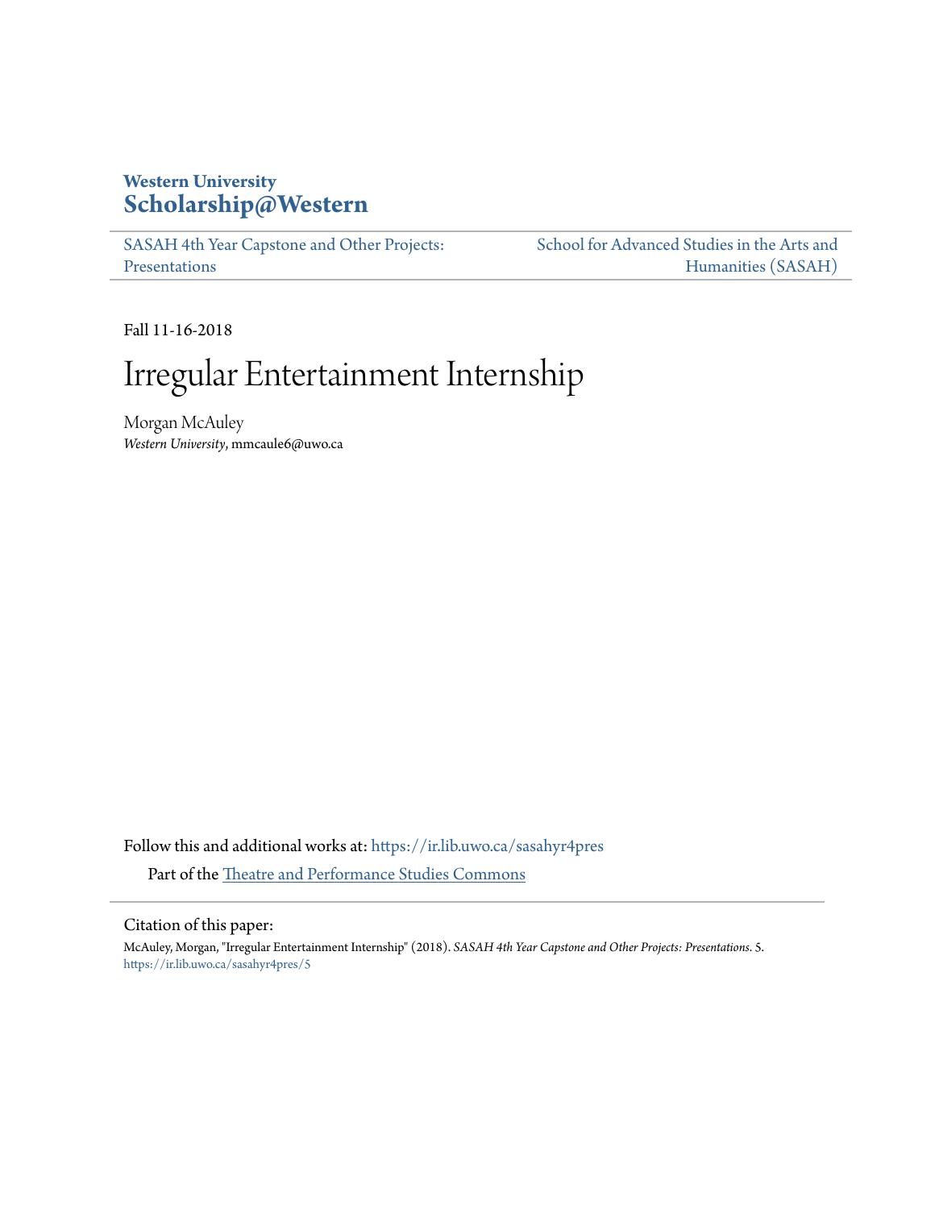**Western University**
**Scholarship@Western**

SASAH 4th Year Capstone and Other Projects: Presentations

School for Advanced Studies in the Arts and Humanities (SASAH)

Fall 11-16-2018

# Irregular Entertainment Internship

Morgan McAuley
*Western University*, mmcaule6@uwo.ca

Follow this and additional works at: https://ir.lib.uwo.ca/sasahyr4pres

Part of the Theatre and Performance Studies Commons

Citation of this paper:

McAuley, Morgan, "Irregular Entertainment Internship" (2018). *SASAH 4th Year Capstone and Other Projects: Presentations*. 5.
https://ir.lib.uwo.ca/sasahyr4pres/5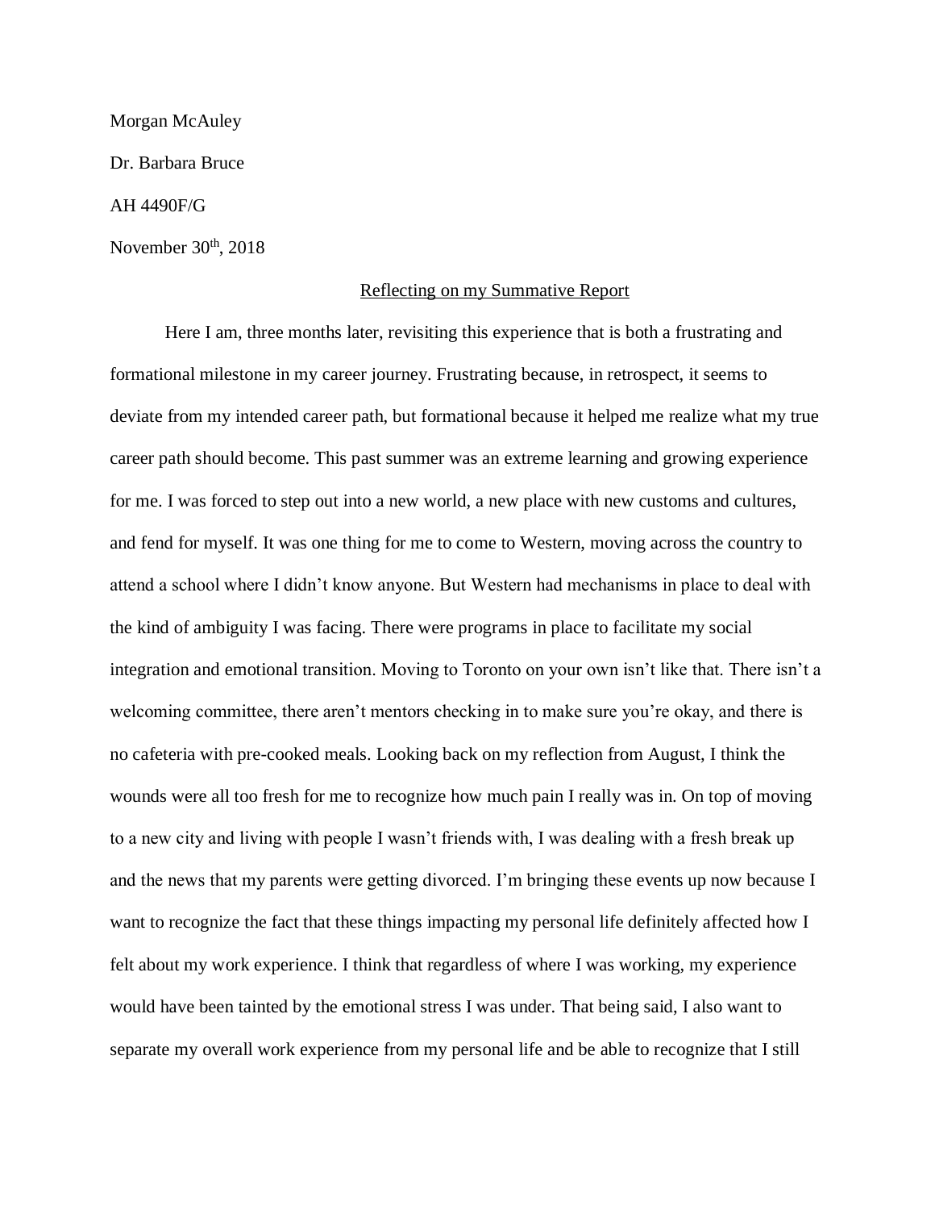Morgan McAuley

Dr. Barbara Bruce

AH 4490F/G

November 30th, 2018

## Reflecting on my Summative Report

Here I am, three months later, revisiting this experience that is both a frustrating and formational milestone in my career journey. Frustrating because, in retrospect, it seems to deviate from my intended career path, but formational because it helped me realize what my true career path should become. This past summer was an extreme learning and growing experience for me. I was forced to step out into a new world, a new place with new customs and cultures, and fend for myself. It was one thing for me to come to Western, moving across the country to attend a school where I didn't know anyone. But Western had mechanisms in place to deal with the kind of ambiguity I was facing. There were programs in place to facilitate my social integration and emotional transition. Moving to Toronto on your own isn't like that. There isn't a welcoming committee, there aren't mentors checking in to make sure you're okay, and there is no cafeteria with pre-cooked meals. Looking back on my reflection from August, I think the wounds were all too fresh for me to recognize how much pain I really was in. On top of moving to a new city and living with people I wasn't friends with, I was dealing with a fresh break up and the news that my parents were getting divorced. I'm bringing these events up now because I want to recognize the fact that these things impacting my personal life definitely affected how I felt about my work experience. I think that regardless of where I was working, my experience would have been tainted by the emotional stress I was under. That being said, I also want to separate my overall work experience from my personal life and be able to recognize that I still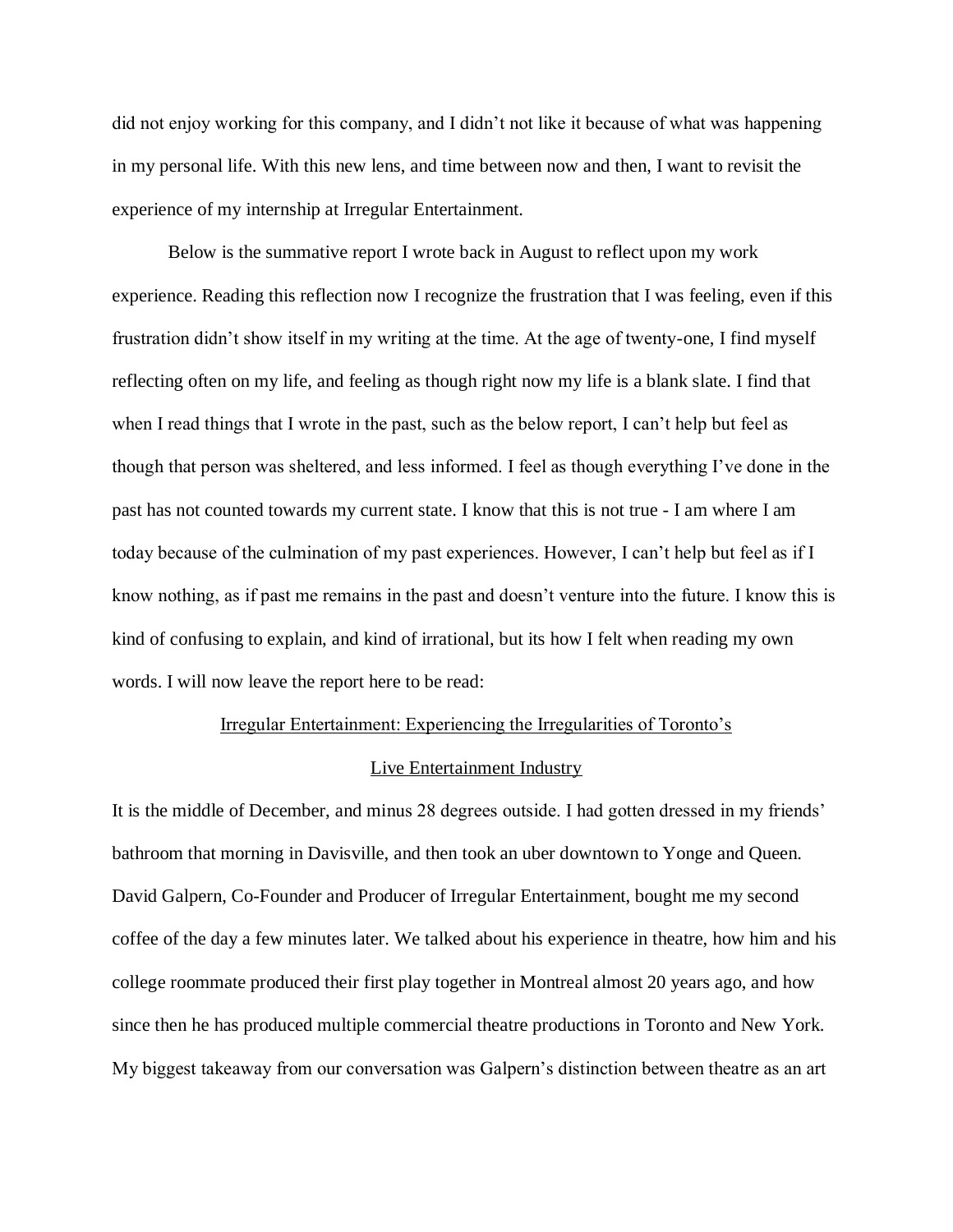did not enjoy working for this company, and I didn't not like it because of what was happening in my personal life. With this new lens, and time between now and then, I want to revisit the experience of my internship at Irregular Entertainment.

Below is the summative report I wrote back in August to reflect upon my work experience. Reading this reflection now I recognize the frustration that I was feeling, even if this frustration didn't show itself in my writing at the time. At the age of twenty-one, I find myself reflecting often on my life, and feeling as though right now my life is a blank slate. I find that when I read things that I wrote in the past, such as the below report, I can't help but feel as though that person was sheltered, and less informed. I feel as though everything I've done in the past has not counted towards my current state. I know that this is not true - I am where I am today because of the culmination of my past experiences. However, I can't help but feel as if I know nothing, as if past me remains in the past and doesn't venture into the future. I know this is kind of confusing to explain, and kind of irrational, but its how I felt when reading my own words. I will now leave the report here to be read:

<u>Irregular Entertainment: Experiencing the Irregularities of Toronto's Live Entertainment Industry</u>

It is the middle of December, and minus 28 degrees outside. I had gotten dressed in my friends' bathroom that morning in Davisville, and then took an uber downtown to Yonge and Queen. David Galpern, Co-Founder and Producer of Irregular Entertainment, bought me my second coffee of the day a few minutes later. We talked about his experience in theatre, how him and his college roommate produced their first play together in Montreal almost 20 years ago, and how since then he has produced multiple commercial theatre productions in Toronto and New York. My biggest takeaway from our conversation was Galpern's distinction between theatre as an art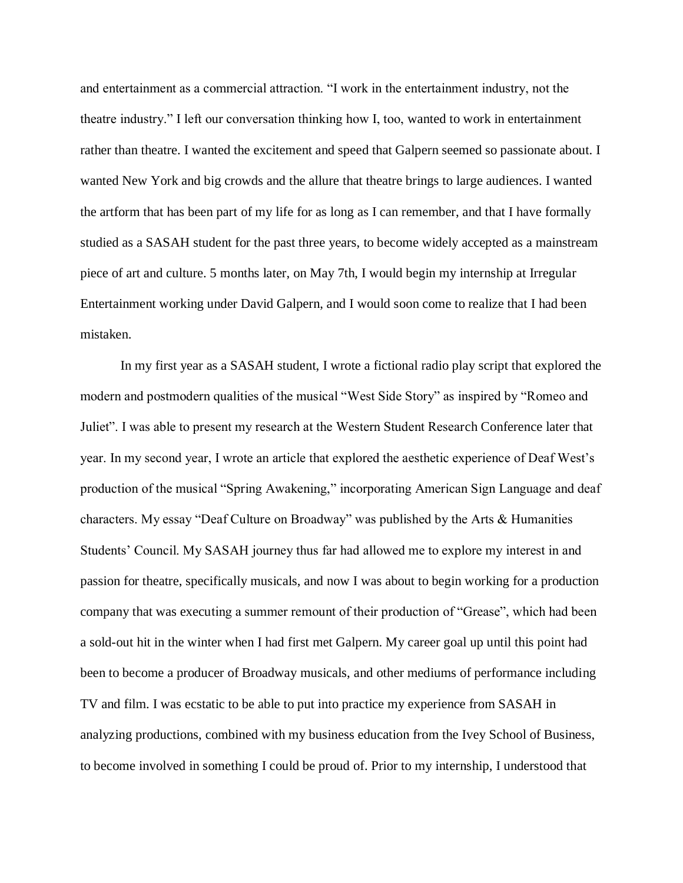and entertainment as a commercial attraction. “I work in the entertainment industry, not the theatre industry.” I left our conversation thinking how I, too, wanted to work in entertainment rather than theatre. I wanted the excitement and speed that Galpern seemed so passionate about. I wanted New York and big crowds and the allure that theatre brings to large audiences. I wanted the artform that has been part of my life for as long as I can remember, and that I have formally studied as a SASAH student for the past three years, to become widely accepted as a mainstream piece of art and culture. 5 months later, on May 7th, I would begin my internship at Irregular Entertainment working under David Galpern, and I would soon come to realize that I had been mistaken.

In my first year as a SASAH student, I wrote a fictional radio play script that explored the modern and postmodern qualities of the musical “West Side Story” as inspired by “Romeo and Juliet”. I was able to present my research at the Western Student Research Conference later that year. In my second year, I wrote an article that explored the aesthetic experience of Deaf West’s production of the musical “Spring Awakening,” incorporating American Sign Language and deaf characters. My essay “Deaf Culture on Broadway” was published by the Arts & Humanities Students’ Council. My SASAH journey thus far had allowed me to explore my interest in and passion for theatre, specifically musicals, and now I was about to begin working for a production company that was executing a summer remount of their production of “Grease”, which had been a sold-out hit in the winter when I had first met Galpern. My career goal up until this point had been to become a producer of Broadway musicals, and other mediums of performance including TV and film. I was ecstatic to be able to put into practice my experience from SASAH in analyzing productions, combined with my business education from the Ivey School of Business, to become involved in something I could be proud of. Prior to my internship, I understood that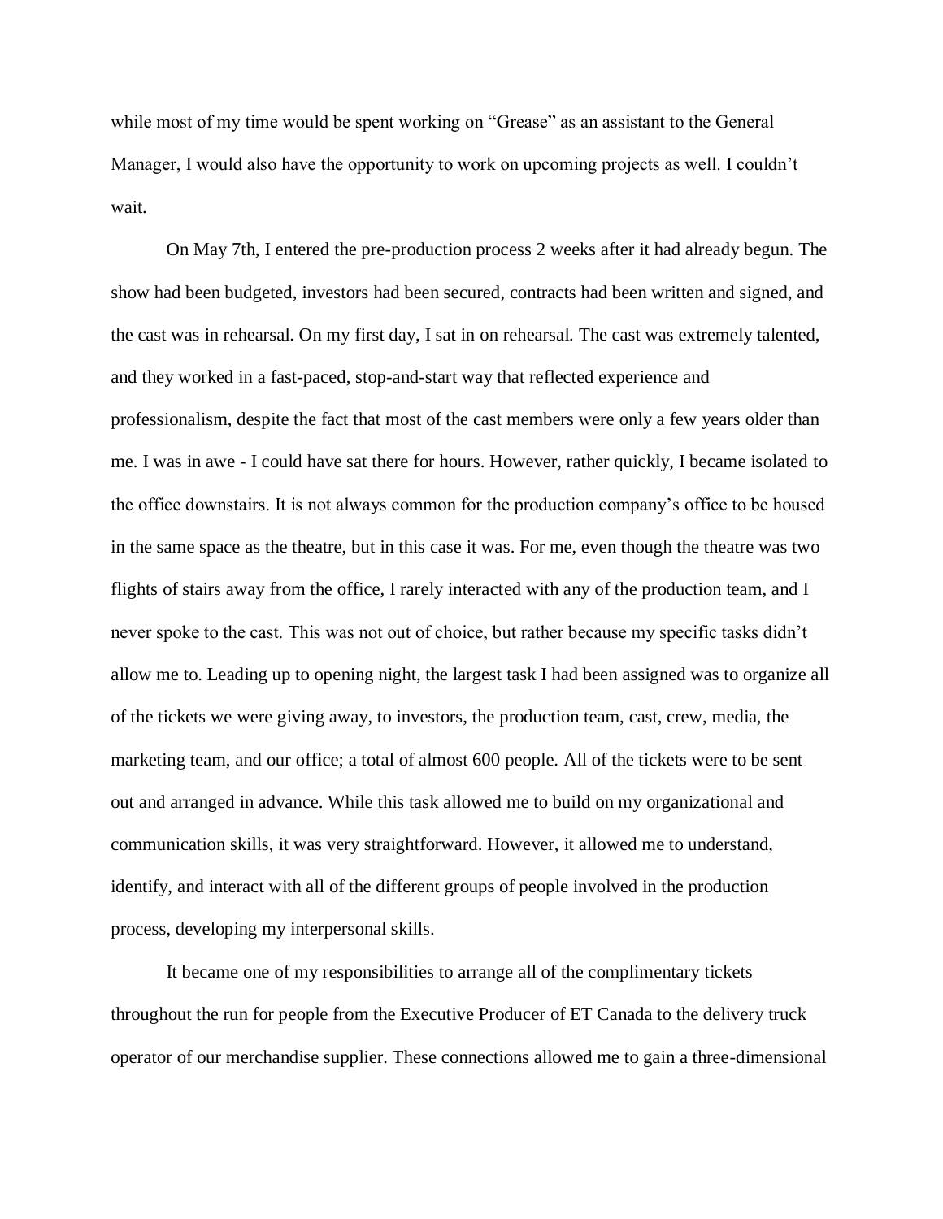while most of my time would be spent working on “Grease” as an assistant to the General Manager, I would also have the opportunity to work on upcoming projects as well. I couldn’t wait.

On May 7th, I entered the pre-production process 2 weeks after it had already begun. The show had been budgeted, investors had been secured, contracts had been written and signed, and the cast was in rehearsal. On my first day, I sat in on rehearsal. The cast was extremely talented, and they worked in a fast-paced, stop-and-start way that reflected experience and professionalism, despite the fact that most of the cast members were only a few years older than me. I was in awe - I could have sat there for hours. However, rather quickly, I became isolated to the office downstairs. It is not always common for the production company’s office to be housed in the same space as the theatre, but in this case it was. For me, even though the theatre was two flights of stairs away from the office, I rarely interacted with any of the production team, and I never spoke to the cast. This was not out of choice, but rather because my specific tasks didn’t allow me to. Leading up to opening night, the largest task I had been assigned was to organize all of the tickets we were giving away, to investors, the production team, cast, crew, media, the marketing team, and our office; a total of almost 600 people. All of the tickets were to be sent out and arranged in advance. While this task allowed me to build on my organizational and communication skills, it was very straightforward. However, it allowed me to understand, identify, and interact with all of the different groups of people involved in the production process, developing my interpersonal skills.

It became one of my responsibilities to arrange all of the complimentary tickets throughout the run for people from the Executive Producer of ET Canada to the delivery truck operator of our merchandise supplier. These connections allowed me to gain a three-dimensional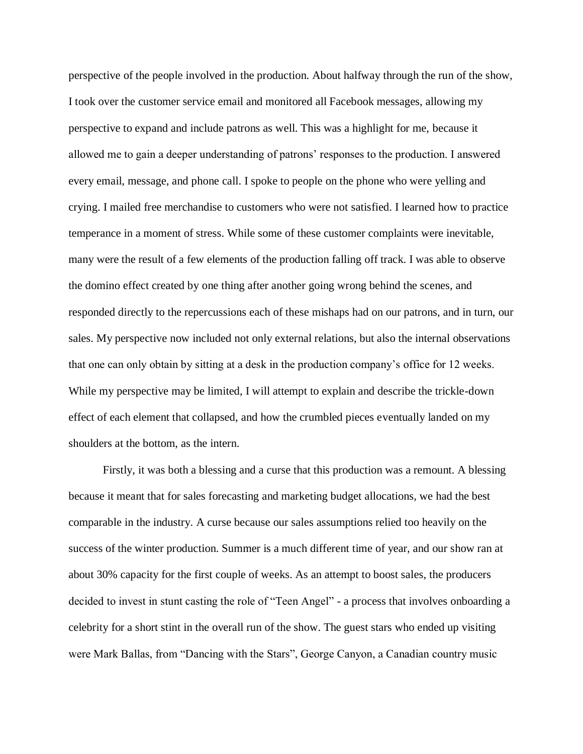perspective of the people involved in the production. About halfway through the run of the show, I took over the customer service email and monitored all Facebook messages, allowing my perspective to expand and include patrons as well. This was a highlight for me, because it allowed me to gain a deeper understanding of patrons' responses to the production. I answered every email, message, and phone call. I spoke to people on the phone who were yelling and crying. I mailed free merchandise to customers who were not satisfied. I learned how to practice temperance in a moment of stress. While some of these customer complaints were inevitable, many were the result of a few elements of the production falling off track. I was able to observe the domino effect created by one thing after another going wrong behind the scenes, and responded directly to the repercussions each of these mishaps had on our patrons, and in turn, our sales. My perspective now included not only external relations, but also the internal observations that one can only obtain by sitting at a desk in the production company's office for 12 weeks. While my perspective may be limited, I will attempt to explain and describe the trickle-down effect of each element that collapsed, and how the crumbled pieces eventually landed on my shoulders at the bottom, as the intern.

Firstly, it was both a blessing and a curse that this production was a remount. A blessing because it meant that for sales forecasting and marketing budget allocations, we had the best comparable in the industry. A curse because our sales assumptions relied too heavily on the success of the winter production. Summer is a much different time of year, and our show ran at about 30% capacity for the first couple of weeks. As an attempt to boost sales, the producers decided to invest in stunt casting the role of "Teen Angel" - a process that involves onboarding a celebrity for a short stint in the overall run of the show. The guest stars who ended up visiting were Mark Ballas, from "Dancing with the Stars", George Canyon, a Canadian country music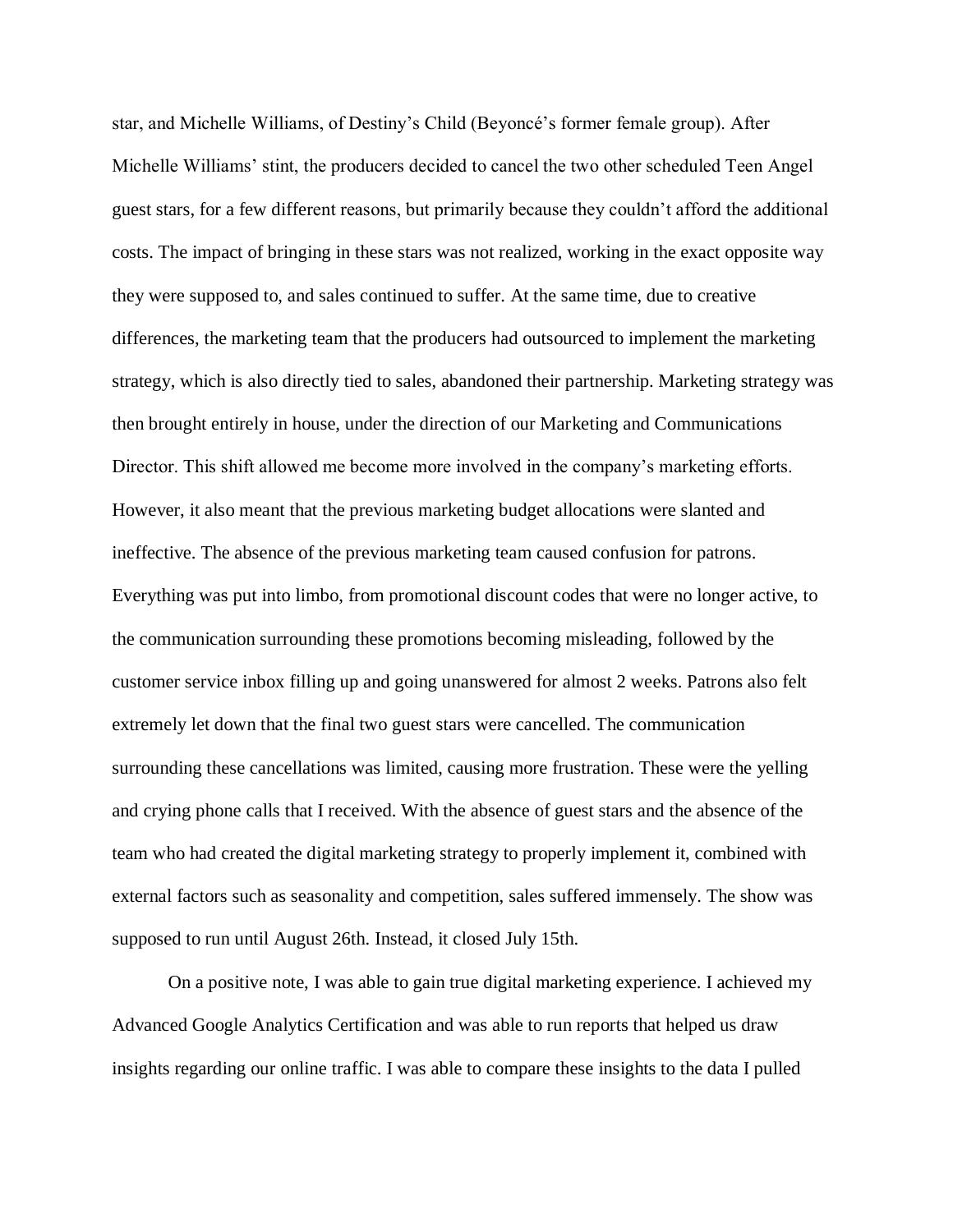star, and Michelle Williams, of Destiny's Child (Beyoncé's former female group). After Michelle Williams' stint, the producers decided to cancel the two other scheduled Teen Angel guest stars, for a few different reasons, but primarily because they couldn't afford the additional costs. The impact of bringing in these stars was not realized, working in the exact opposite way they were supposed to, and sales continued to suffer. At the same time, due to creative differences, the marketing team that the producers had outsourced to implement the marketing strategy, which is also directly tied to sales, abandoned their partnership. Marketing strategy was then brought entirely in house, under the direction of our Marketing and Communications Director. This shift allowed me become more involved in the company's marketing efforts. However, it also meant that the previous marketing budget allocations were slanted and ineffective. The absence of the previous marketing team caused confusion for patrons. Everything was put into limbo, from promotional discount codes that were no longer active, to the communication surrounding these promotions becoming misleading, followed by the customer service inbox filling up and going unanswered for almost 2 weeks. Patrons also felt extremely let down that the final two guest stars were cancelled. The communication surrounding these cancellations was limited, causing more frustration. These were the yelling and crying phone calls that I received. With the absence of guest stars and the absence of the team who had created the digital marketing strategy to properly implement it, combined with external factors such as seasonality and competition, sales suffered immensely. The show was supposed to run until August 26th. Instead, it closed July 15th.

On a positive note, I was able to gain true digital marketing experience. I achieved my Advanced Google Analytics Certification and was able to run reports that helped us draw insights regarding our online traffic. I was able to compare these insights to the data I pulled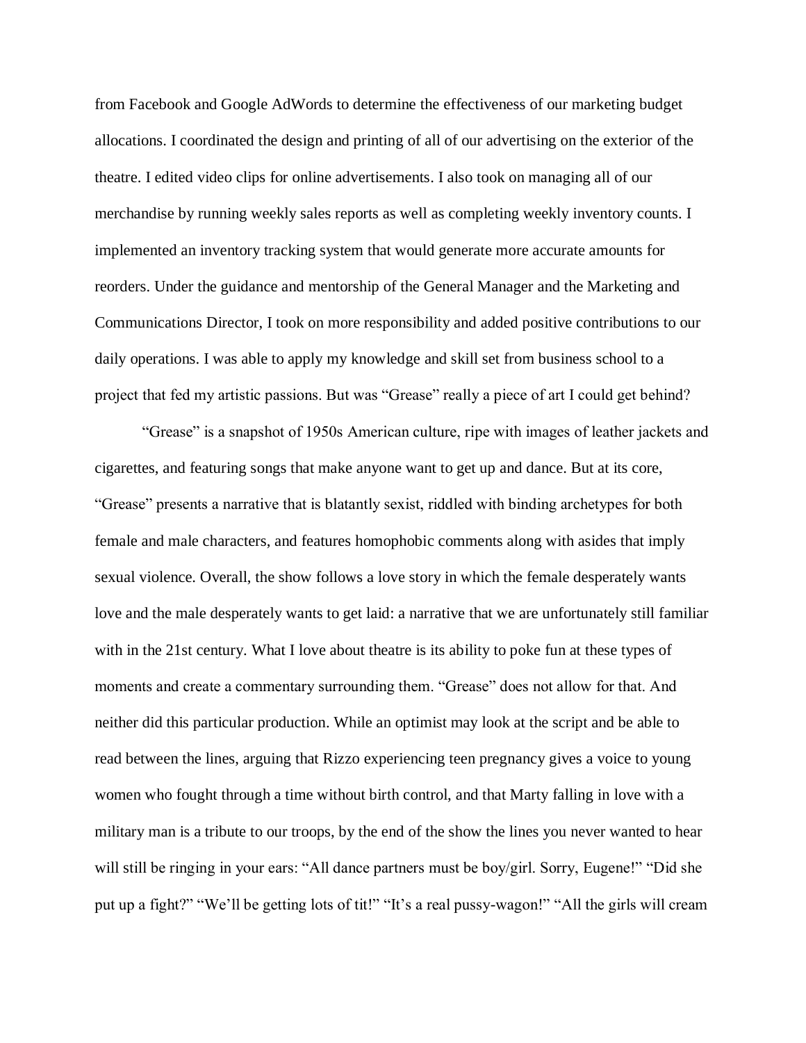from Facebook and Google AdWords to determine the effectiveness of our marketing budget allocations. I coordinated the design and printing of all of our advertising on the exterior of the theatre. I edited video clips for online advertisements. I also took on managing all of our merchandise by running weekly sales reports as well as completing weekly inventory counts. I implemented an inventory tracking system that would generate more accurate amounts for reorders. Under the guidance and mentorship of the General Manager and the Marketing and Communications Director, I took on more responsibility and added positive contributions to our daily operations. I was able to apply my knowledge and skill set from business school to a project that fed my artistic passions. But was "Grease" really a piece of art I could get behind?

"Grease" is a snapshot of 1950s American culture, ripe with images of leather jackets and cigarettes, and featuring songs that make anyone want to get up and dance. But at its core, "Grease" presents a narrative that is blatantly sexist, riddled with binding archetypes for both female and male characters, and features homophobic comments along with asides that imply sexual violence. Overall, the show follows a love story in which the female desperately wants love and the male desperately wants to get laid: a narrative that we are unfortunately still familiar with in the 21st century. What I love about theatre is its ability to poke fun at these types of moments and create a commentary surrounding them. "Grease" does not allow for that. And neither did this particular production. While an optimist may look at the script and be able to read between the lines, arguing that Rizzo experiencing teen pregnancy gives a voice to young women who fought through a time without birth control, and that Marty falling in love with a military man is a tribute to our troops, by the end of the show the lines you never wanted to hear will still be ringing in your ears: "All dance partners must be boy/girl. Sorry, Eugene!" "Did she put up a fight?" "We'll be getting lots of tit!" "It's a real pussy-wagon!" "All the girls will cream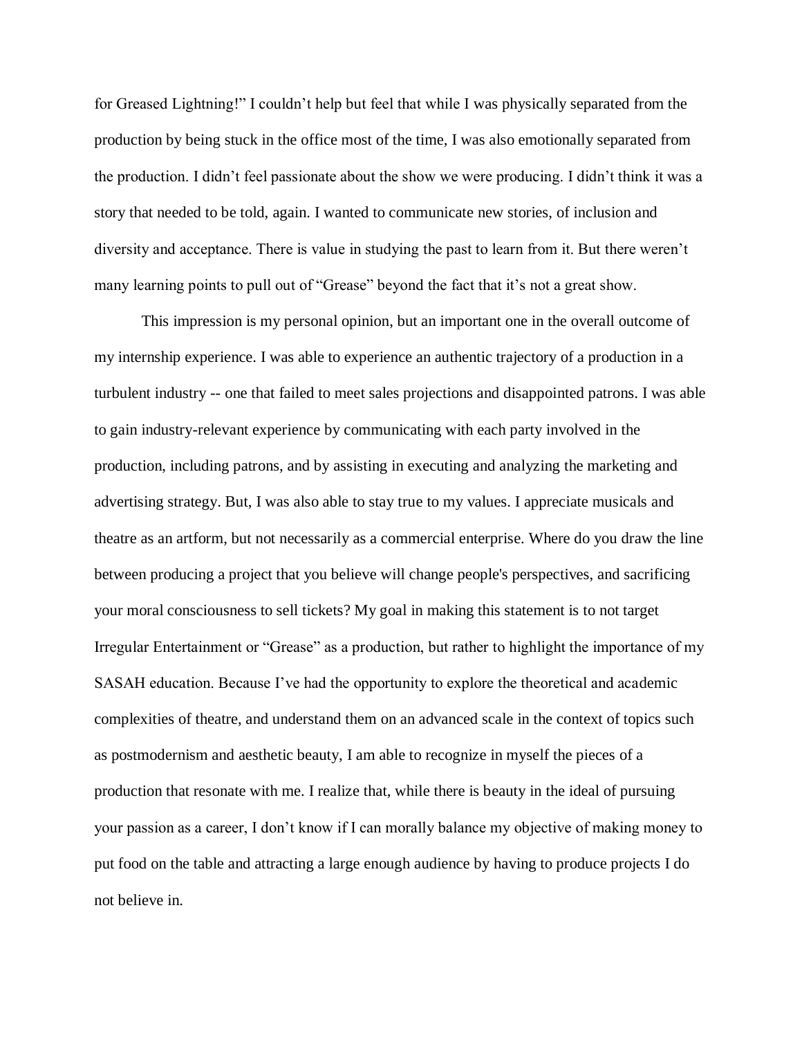for Greased Lightning!" I couldn't help but feel that while I was physically separated from the production by being stuck in the office most of the time, I was also emotionally separated from the production. I didn't feel passionate about the show we were producing. I didn't think it was a story that needed to be told, again. I wanted to communicate new stories, of inclusion and diversity and acceptance. There is value in studying the past to learn from it. But there weren't many learning points to pull out of "Grease" beyond the fact that it's not a great show.

This impression is my personal opinion, but an important one in the overall outcome of my internship experience. I was able to experience an authentic trajectory of a production in a turbulent industry -- one that failed to meet sales projections and disappointed patrons. I was able to gain industry-relevant experience by communicating with each party involved in the production, including patrons, and by assisting in executing and analyzing the marketing and advertising strategy. But, I was also able to stay true to my values. I appreciate musicals and theatre as an artform, but not necessarily as a commercial enterprise. Where do you draw the line between producing a project that you believe will change people's perspectives, and sacrificing your moral consciousness to sell tickets? My goal in making this statement is to not target Irregular Entertainment or "Grease" as a production, but rather to highlight the importance of my SASAH education. Because I've had the opportunity to explore the theoretical and academic complexities of theatre, and understand them on an advanced scale in the context of topics such as postmodernism and aesthetic beauty, I am able to recognize in myself the pieces of a production that resonate with me. I realize that, while there is beauty in the ideal of pursuing your passion as a career, I don't know if I can morally balance my objective of making money to put food on the table and attracting a large enough audience by having to produce projects I do not believe in.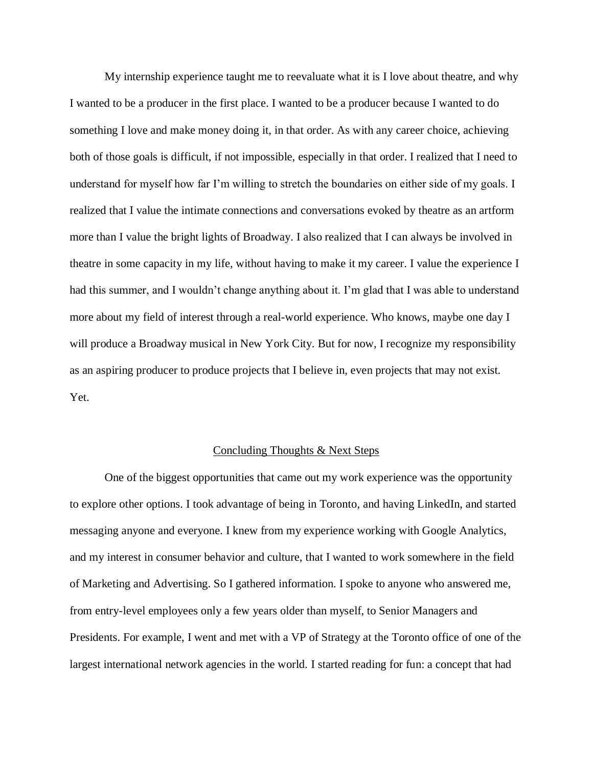My internship experience taught me to reevaluate what it is I love about theatre, and why I wanted to be a producer in the first place. I wanted to be a producer because I wanted to do something I love and make money doing it, in that order. As with any career choice, achieving both of those goals is difficult, if not impossible, especially in that order. I realized that I need to understand for myself how far I'm willing to stretch the boundaries on either side of my goals. I realized that I value the intimate connections and conversations evoked by theatre as an artform more than I value the bright lights of Broadway. I also realized that I can always be involved in theatre in some capacity in my life, without having to make it my career. I value the experience I had this summer, and I wouldn't change anything about it. I'm glad that I was able to understand more about my field of interest through a real-world experience. Who knows, maybe one day I will produce a Broadway musical in New York City. But for now, I recognize my responsibility as an aspiring producer to produce projects that I believe in, even projects that may not exist. Yet.

## Concluding Thoughts & Next Steps

One of the biggest opportunities that came out my work experience was the opportunity to explore other options. I took advantage of being in Toronto, and having LinkedIn, and started messaging anyone and everyone. I knew from my experience working with Google Analytics, and my interest in consumer behavior and culture, that I wanted to work somewhere in the field of Marketing and Advertising. So I gathered information. I spoke to anyone who answered me, from entry-level employees only a few years older than myself, to Senior Managers and Presidents. For example, I went and met with a VP of Strategy at the Toronto office of one of the largest international network agencies in the world. I started reading for fun: a concept that had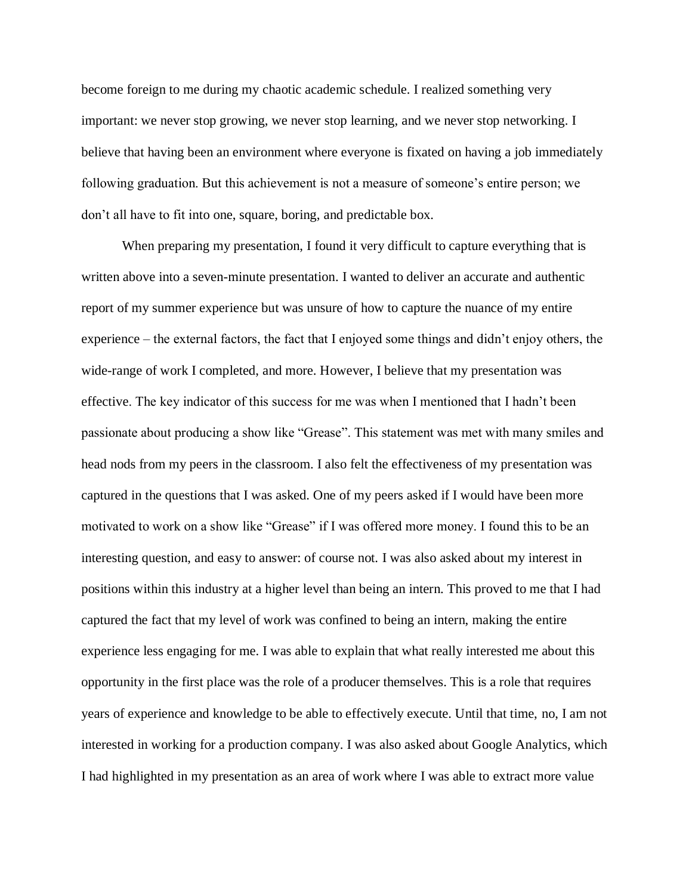become foreign to me during my chaotic academic schedule. I realized something very important: we never stop growing, we never stop learning, and we never stop networking. I believe that having been an environment where everyone is fixated on having a job immediately following graduation. But this achievement is not a measure of someone's entire person; we don't all have to fit into one, square, boring, and predictable box.

When preparing my presentation, I found it very difficult to capture everything that is written above into a seven-minute presentation. I wanted to deliver an accurate and authentic report of my summer experience but was unsure of how to capture the nuance of my entire experience – the external factors, the fact that I enjoyed some things and didn't enjoy others, the wide-range of work I completed, and more. However, I believe that my presentation was effective. The key indicator of this success for me was when I mentioned that I hadn't been passionate about producing a show like "Grease". This statement was met with many smiles and head nods from my peers in the classroom. I also felt the effectiveness of my presentation was captured in the questions that I was asked. One of my peers asked if I would have been more motivated to work on a show like "Grease" if I was offered more money. I found this to be an interesting question, and easy to answer: of course not. I was also asked about my interest in positions within this industry at a higher level than being an intern. This proved to me that I had captured the fact that my level of work was confined to being an intern, making the entire experience less engaging for me. I was able to explain that what really interested me about this opportunity in the first place was the role of a producer themselves. This is a role that requires years of experience and knowledge to be able to effectively execute. Until that time, no, I am not interested in working for a production company. I was also asked about Google Analytics, which I had highlighted in my presentation as an area of work where I was able to extract more value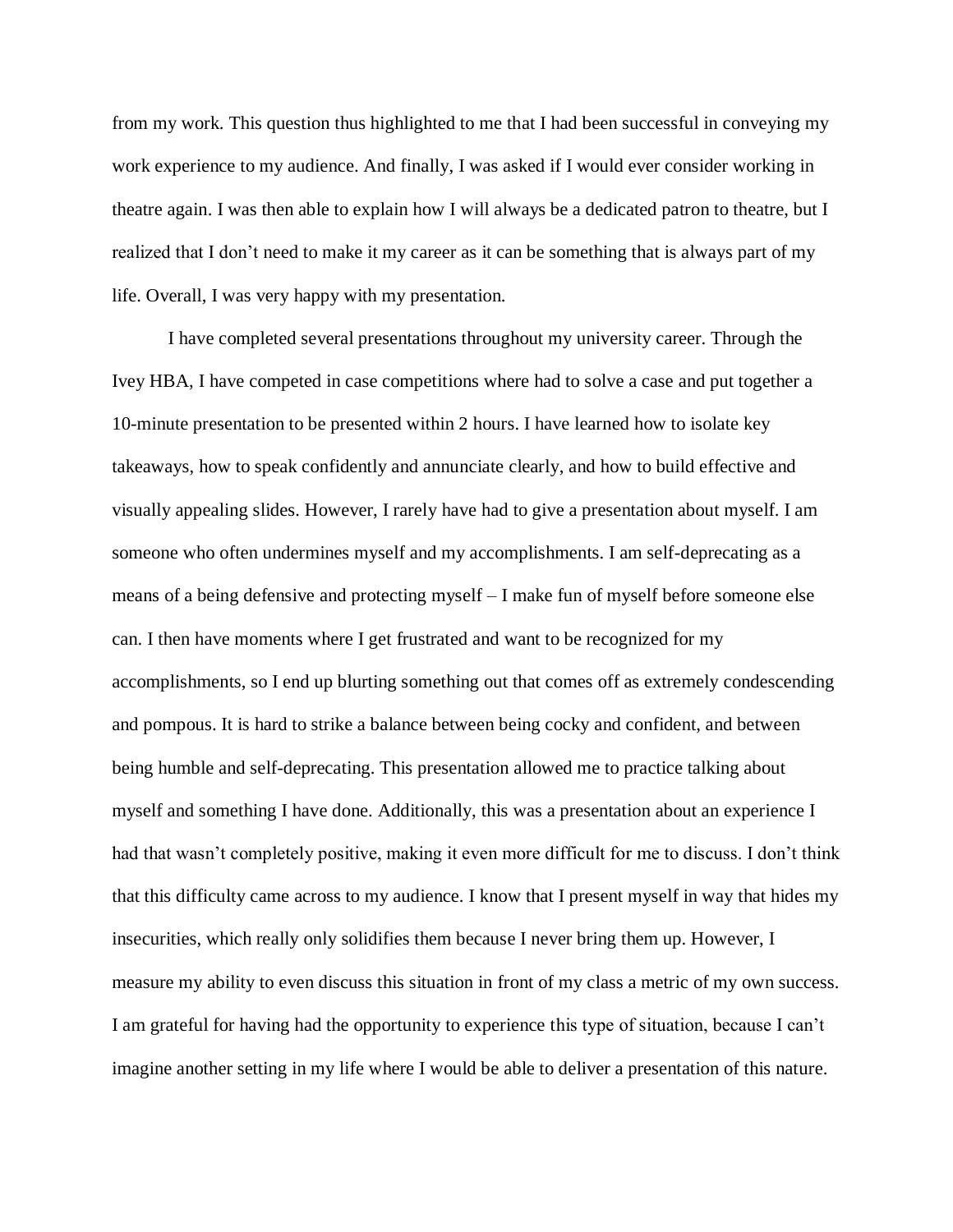from my work. This question thus highlighted to me that I had been successful in conveying my work experience to my audience. And finally, I was asked if I would ever consider working in theatre again. I was then able to explain how I will always be a dedicated patron to theatre, but I realized that I don't need to make it my career as it can be something that is always part of my life. Overall, I was very happy with my presentation.

I have completed several presentations throughout my university career. Through the Ivey HBA, I have competed in case competitions where had to solve a case and put together a 10-minute presentation to be presented within 2 hours. I have learned how to isolate key takeaways, how to speak confidently and annunciate clearly, and how to build effective and visually appealing slides. However, I rarely have had to give a presentation about myself. I am someone who often undermines myself and my accomplishments. I am self-deprecating as a means of a being defensive and protecting myself – I make fun of myself before someone else can. I then have moments where I get frustrated and want to be recognized for my accomplishments, so I end up blurting something out that comes off as extremely condescending and pompous. It is hard to strike a balance between being cocky and confident, and between being humble and self-deprecating. This presentation allowed me to practice talking about myself and something I have done. Additionally, this was a presentation about an experience I had that wasn't completely positive, making it even more difficult for me to discuss. I don't think that this difficulty came across to my audience. I know that I present myself in way that hides my insecurities, which really only solidifies them because I never bring them up. However, I measure my ability to even discuss this situation in front of my class a metric of my own success. I am grateful for having had the opportunity to experience this type of situation, because I can't imagine another setting in my life where I would be able to deliver a presentation of this nature.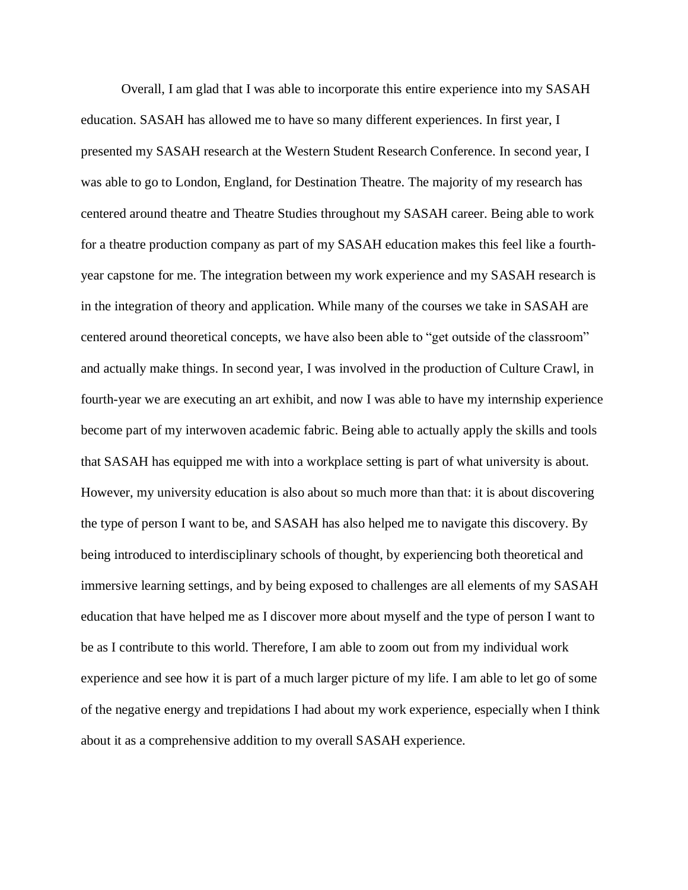Overall, I am glad that I was able to incorporate this entire experience into my SASAH education. SASAH has allowed me to have so many different experiences. In first year, I presented my SASAH research at the Western Student Research Conference. In second year, I was able to go to London, England, for Destination Theatre. The majority of my research has centered around theatre and Theatre Studies throughout my SASAH career. Being able to work for a theatre production company as part of my SASAH education makes this feel like a fourth-year capstone for me. The integration between my work experience and my SASAH research is in the integration of theory and application. While many of the courses we take in SASAH are centered around theoretical concepts, we have also been able to "get outside of the classroom" and actually make things. In second year, I was involved in the production of Culture Crawl, in fourth-year we are executing an art exhibit, and now I was able to have my internship experience become part of my interwoven academic fabric. Being able to actually apply the skills and tools that SASAH has equipped me with into a workplace setting is part of what university is about. However, my university education is also about so much more than that: it is about discovering the type of person I want to be, and SASAH has also helped me to navigate this discovery. By being introduced to interdisciplinary schools of thought, by experiencing both theoretical and immersive learning settings, and by being exposed to challenges are all elements of my SASAH education that have helped me as I discover more about myself and the type of person I want to be as I contribute to this world. Therefore, I am able to zoom out from my individual work experience and see how it is part of a much larger picture of my life. I am able to let go of some of the negative energy and trepidations I had about my work experience, especially when I think about it as a comprehensive addition to my overall SASAH experience.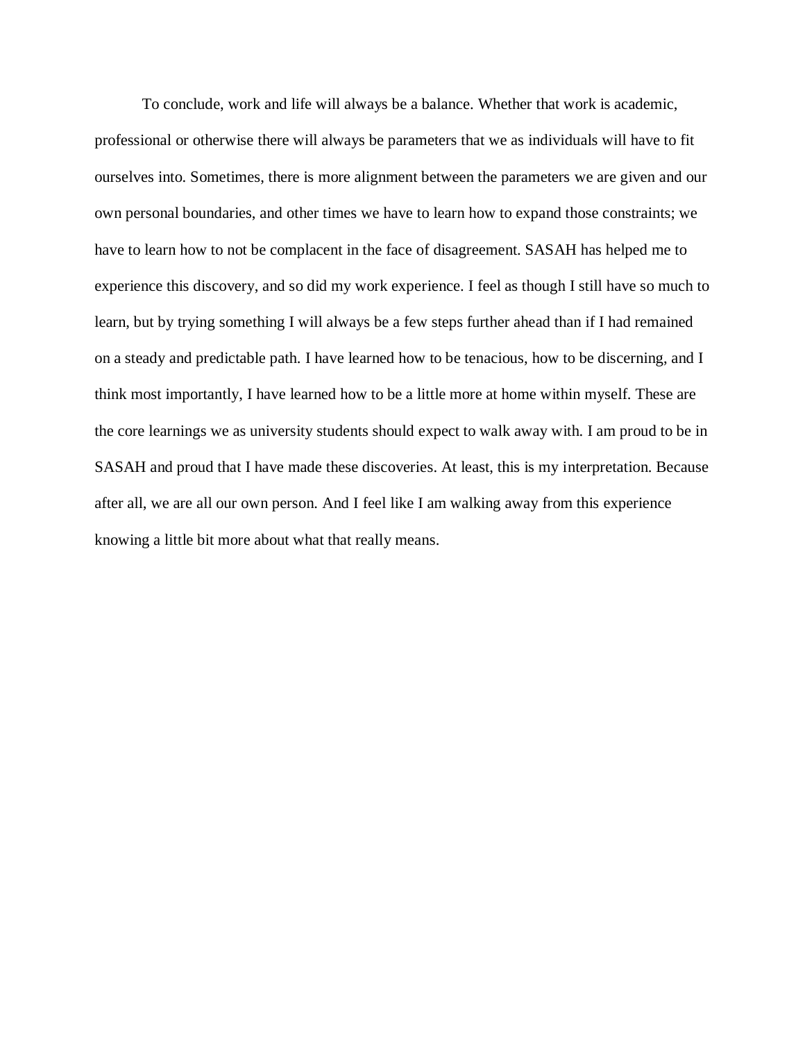To conclude, work and life will always be a balance. Whether that work is academic, professional or otherwise there will always be parameters that we as individuals will have to fit ourselves into. Sometimes, there is more alignment between the parameters we are given and our own personal boundaries, and other times we have to learn how to expand those constraints; we have to learn how to not be complacent in the face of disagreement. SASAH has helped me to experience this discovery, and so did my work experience. I feel as though I still have so much to learn, but by trying something I will always be a few steps further ahead than if I had remained on a steady and predictable path. I have learned how to be tenacious, how to be discerning, and I think most importantly, I have learned how to be a little more at home within myself. These are the core learnings we as university students should expect to walk away with. I am proud to be in SASAH and proud that I have made these discoveries. At least, this is my interpretation. Because after all, we are all our own person. And I feel like I am walking away from this experience knowing a little bit more about what that really means.